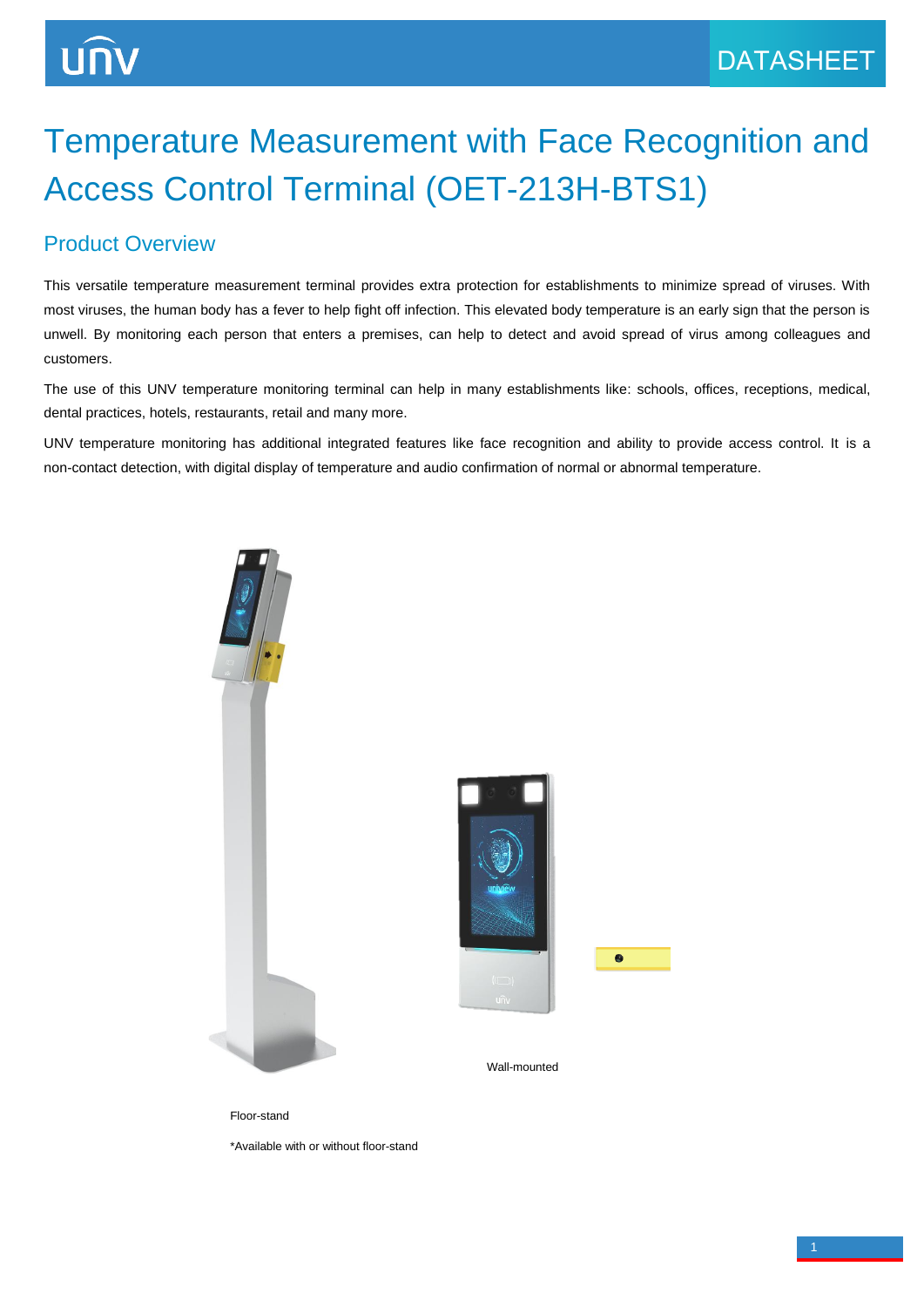# Temperature Measurement with Face Recognition and Access Control Terminal (OET-213H-BTS1)

## Product Overview

This versatile temperature measurement terminal provides extra protection for establishments to minimize spread of viruses. With most viruses, the human body has a fever to help fight off infection. This elevated body temperature is an early sign that the person is unwell. By monitoring each person that enters a premises, can help to detect and avoid spread of virus among colleagues and customers.

The use of this UNV temperature monitoring terminal can help in many establishments like: schools, offices, receptions, medical, dental practices, hotels, restaurants, retail and many more.

UNV temperature monitoring has additional integrated features like face recognition and ability to provide access control. It is a non-contact detection, with digital display of temperature and audio confirmation of normal or abnormal temperature.

Wall-mounted

Floor-stand

*Available with or without floor-stand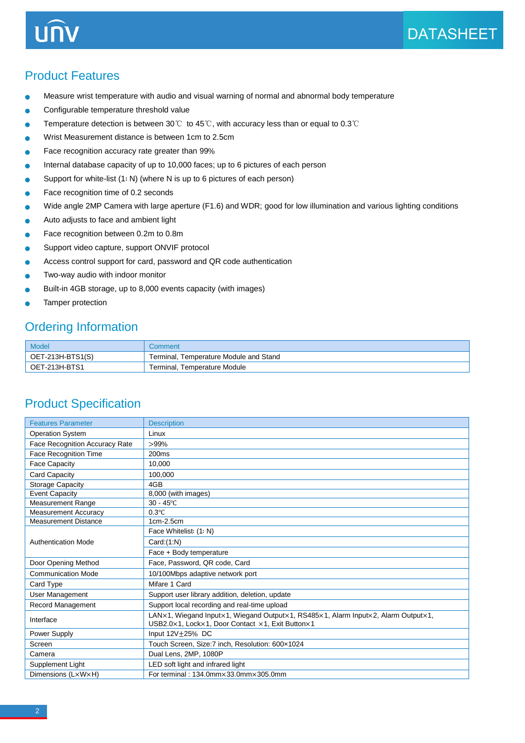## Product Features

- Measure wrist temperature with audio and visual warning of normal and abnormal body temperature
- Configurable temperature threshold value
- Temperature detection is between 30℃ to 45℃, with accuracy less than or equal to 0.3℃
- Wrist Measurement distance is between 1cm to 2.5cm
- Face recognition accuracy rate greater than 99%
- Internal database capacity of up to 10,000 faces; up to 6 pictures of each person
- Support for white-list (1: N) (where N is up to 6 pictures of each person)
- Face recognition time of 0.2 seconds
- Wide angle 2MP Camera with large aperture (F1.6) and WDR; good for low illumination and various lighting conditions
- Auto adjusts to face and ambient light
- Face recognition between 0.2m to 0.8m
- Support video capture, support ONVIF protocol
- Access control support for card, password and QR code authentication
- Two-way audio with indoor monitor
- Built-in 4GB storage, up to 8,000 events capacity (with images)
- Tamper protection

## Ordering Information

| Model | Comment |
|---|---|
| OET-213H-BTS1(S) | Terminal, Temperature Module and Stand |
| OET-213H-BTS1 | Terminal, Temperature Module |

## Product Specification

| Features Parameter | Description |
|---|---|
| Operation System | Linux |
| Face Recognition Accuracy Rate | >99% |
| Face Recognition Time | 200ms |
| Face Capacity | 10,000 |
| Card Capacity | 100,000 |
| Storage Capacity | 4GB |
| Event Capacity | 8,000 (with images) |
| Measurement Range | 30 - 45℃ |
| Measurement Accuracy | 0.3℃ |
| Measurement Distance | 1cm-2.5cm |
| Authentication Mode | Face Whitelist: (1: N) |
| | Card:(1:N) |
| | Face + Body temperature |
| Door Opening Method | Face, Password, QR code, Card |
| Communication Mode | 10/100Mbps adaptive network port |
| Card Type | Mifare 1 Card |
| User Management | Support user library addition, deletion, update |
| Record Management | Support local recording and real-time upload |
| Interface | LAN×1, Wiegand Input×1, Wiegand Output×1, RS485×1, Alarm Input×2, Alarm Output×1, USB2.0×1, Lock×1, Door Contact ×1, Exit Button×1 |
| Power Supply | Input 12V±25% DC |
| Screen | Touch Screen, Size:7 inch, Resolution: 600×1024 |
| Camera | Dual Lens, 2MP, 1080P |
| Supplement Light | LED soft light and infrared light |
| Dimensions (L×W×H) | For terminal : 134.0mm×33.0mm×305.0mm |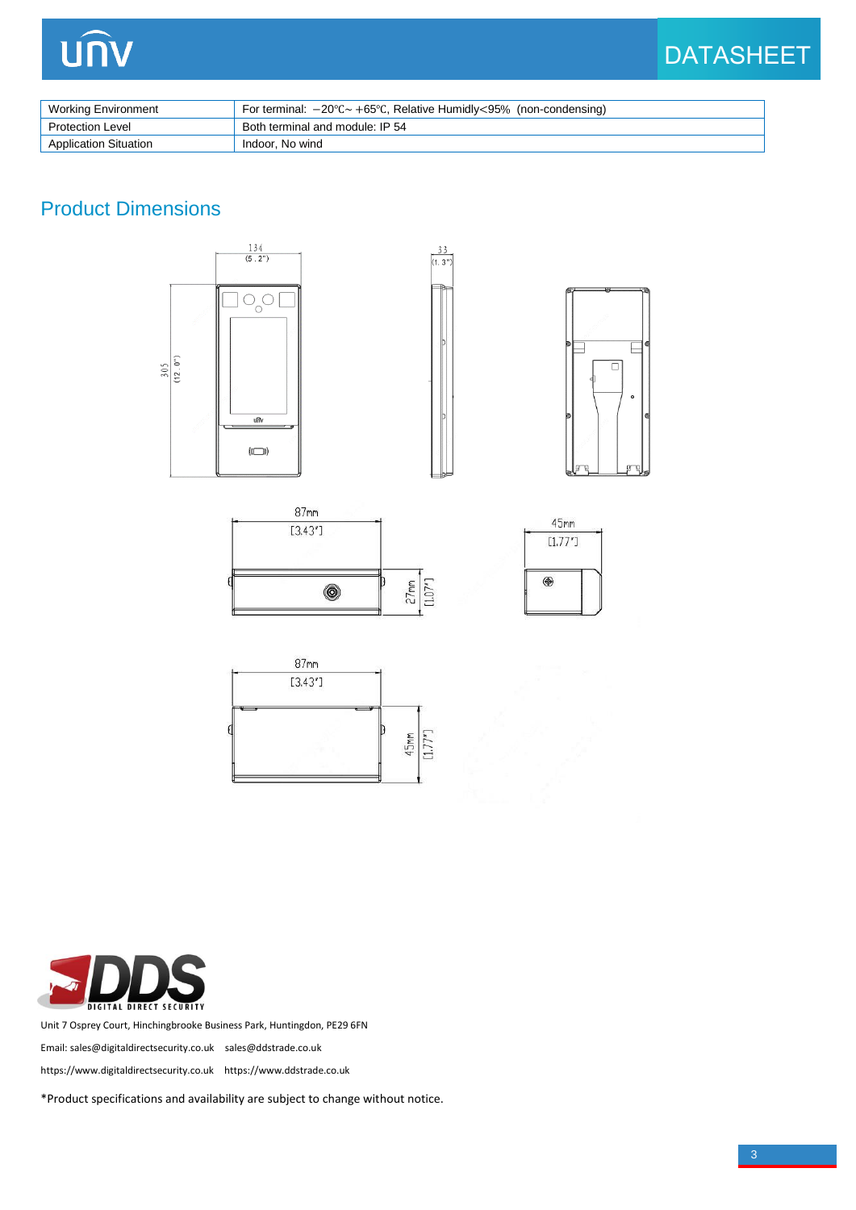| | |
|---|---|
| Working Environment | For terminal: −20℃~ +65℃, Relative Humidly<95% (non-condensing) |
| Protection Level | Both terminal and module: IP 54 |
| Application Situation | Indoor, No wind |

## Product Dimensions

134
(5.2")

33
(1.3")

305
(12.0")

87mm
[3.43"]

27mm
[1.07"]

45mm
[1.77"]

87mm
[3.43"]

45mm
[1.77"]

Unit 7 Osprey Court, Hinchingbrooke Business Park, Huntingdon, PE29 6FN

Email: sales@digitaldirectsecurity.co.uk sales@ddstrade.co.uk

https://www.digitaldirectsecurity.co.uk https://www.ddstrade.co.uk

*Product specifications and availability are subject to change without notice.